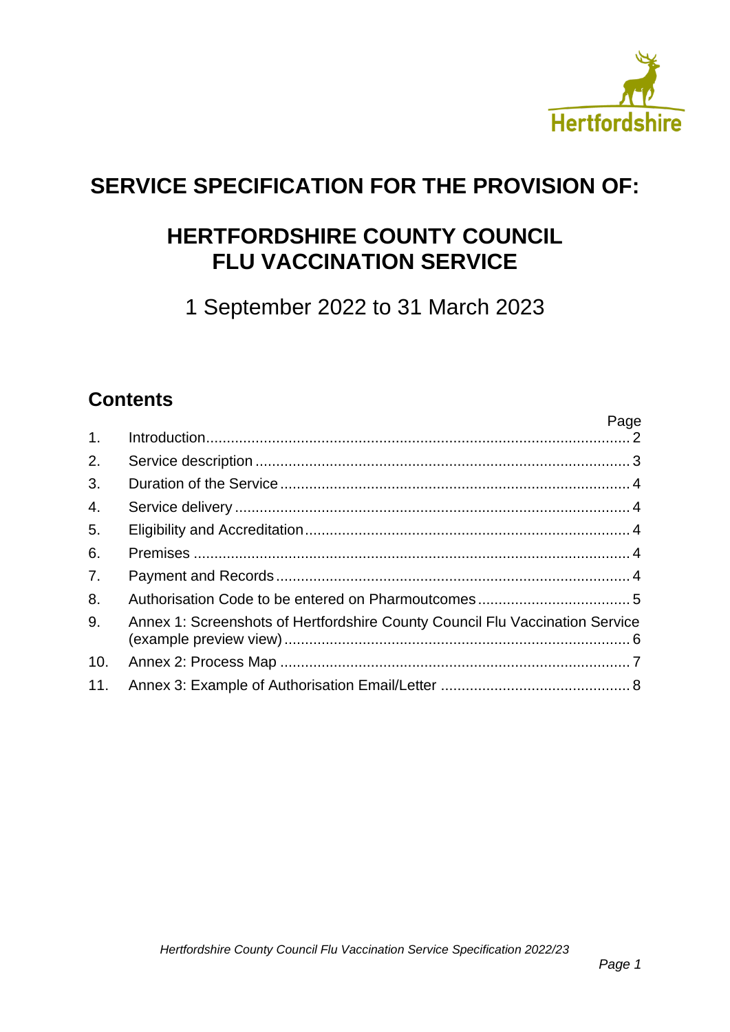Hertfordshire

# SERVICE SPECIFICATION FOR THE PROVISION OF:

# HERTFORDSHIRE COUNTY COUNCIL FLU VACCINATION SERVICE

1 September 2022 to 31 March 2023

## Contents

| | | Page |
|---|---|---|
| 1. | Introduction | 2 |
| 2. | Service description | 3 |
| 3. | Duration of the Service | 4 |
| 4. | Service delivery | 4 |
| 5. | Eligibility and Accreditation | 4 |
| 6. | Premises | 4 |
| 7. | Payment and Records | 4 |
| 8. | Authorisation Code to be entered on Pharmoutcomes | 5 |
| 9. | Annex 1: Screenshots of Hertfordshire County Council Flu Vaccination Service (example preview view) | 6 |
| 10. | Annex 2: Process Map | 7 |
| 11. | Annex 3: Example of Authorisation Email/Letter | 8 |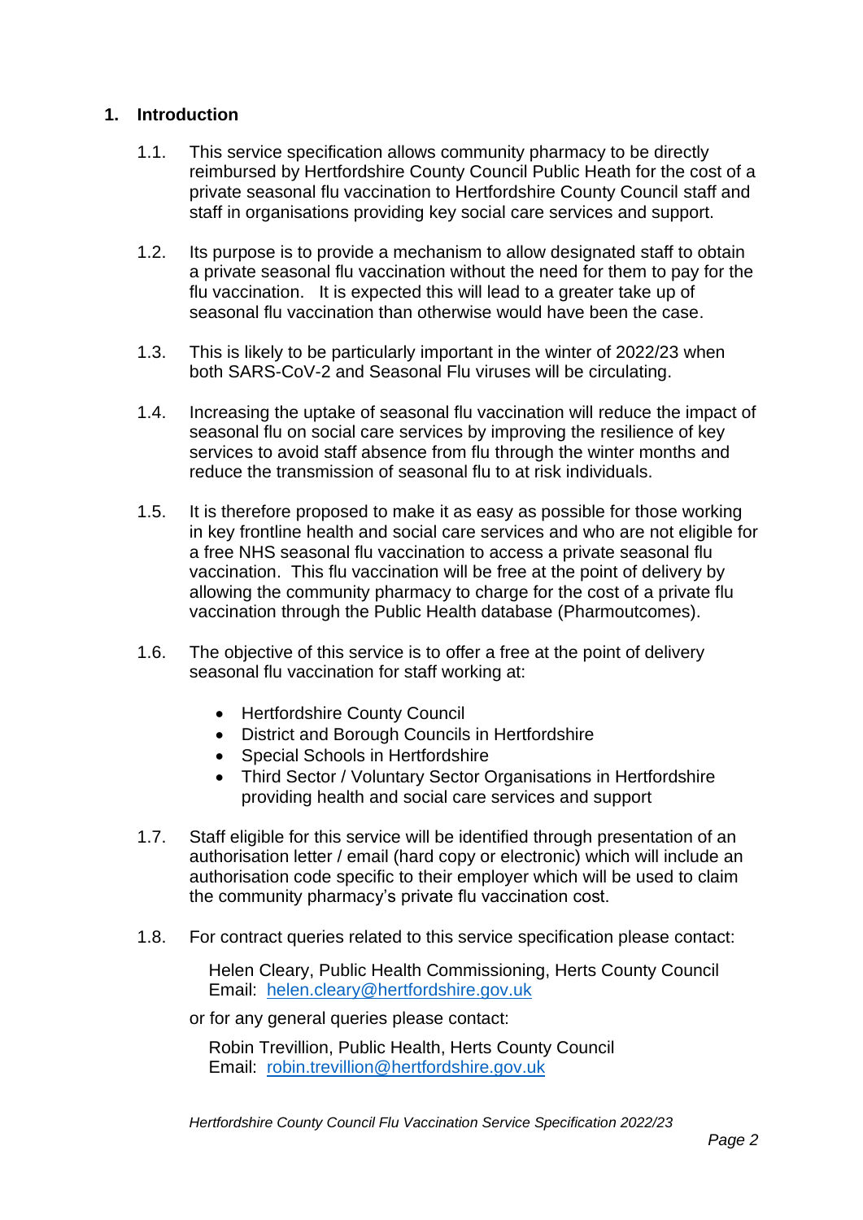## 1. Introduction

1.1. This service specification allows community pharmacy to be directly reimbursed by Hertfordshire County Council Public Heath for the cost of a private seasonal flu vaccination to Hertfordshire County Council staff and staff in organisations providing key social care services and support.

1.2. Its purpose is to provide a mechanism to allow designated staff to obtain a private seasonal flu vaccination without the need for them to pay for the flu vaccination. It is expected this will lead to a greater take up of seasonal flu vaccination than otherwise would have been the case.

1.3. This is likely to be particularly important in the winter of 2022/23 when both SARS-CoV-2 and Seasonal Flu viruses will be circulating.

1.4. Increasing the uptake of seasonal flu vaccination will reduce the impact of seasonal flu on social care services by improving the resilience of key services to avoid staff absence from flu through the winter months and reduce the transmission of seasonal flu to at risk individuals.

1.5. It is therefore proposed to make it as easy as possible for those working in key frontline health and social care services and who are not eligible for a free NHS seasonal flu vaccination to access a private seasonal flu vaccination. This flu vaccination will be free at the point of delivery by allowing the community pharmacy to charge for the cost of a private flu vaccination through the Public Health database (Pharmoutcomes).

1.6. The objective of this service is to offer a free at the point of delivery seasonal flu vaccination for staff working at:

- Hertfordshire County Council
- District and Borough Councils in Hertfordshire
- Special Schools in Hertfordshire
- Third Sector / Voluntary Sector Organisations in Hertfordshire providing health and social care services and support

1.7. Staff eligible for this service will be identified through presentation of an authorisation letter / email (hard copy or electronic) which will include an authorisation code specific to their employer which will be used to claim the community pharmacy's private flu vaccination cost.

1.8. For contract queries related to this service specification please contact:

Helen Cleary, Public Health Commissioning, Herts County Council
Email: [helen.cleary@hertfordshire.gov.uk](mailto:helen.cleary@hertfordshire.gov.uk)

or for any general queries please contact:

Robin Trevillion, Public Health, Herts County Council
Email: [robin.trevillion@hertfordshire.gov.uk](mailto:robin.trevillion@hertfordshire.gov.uk)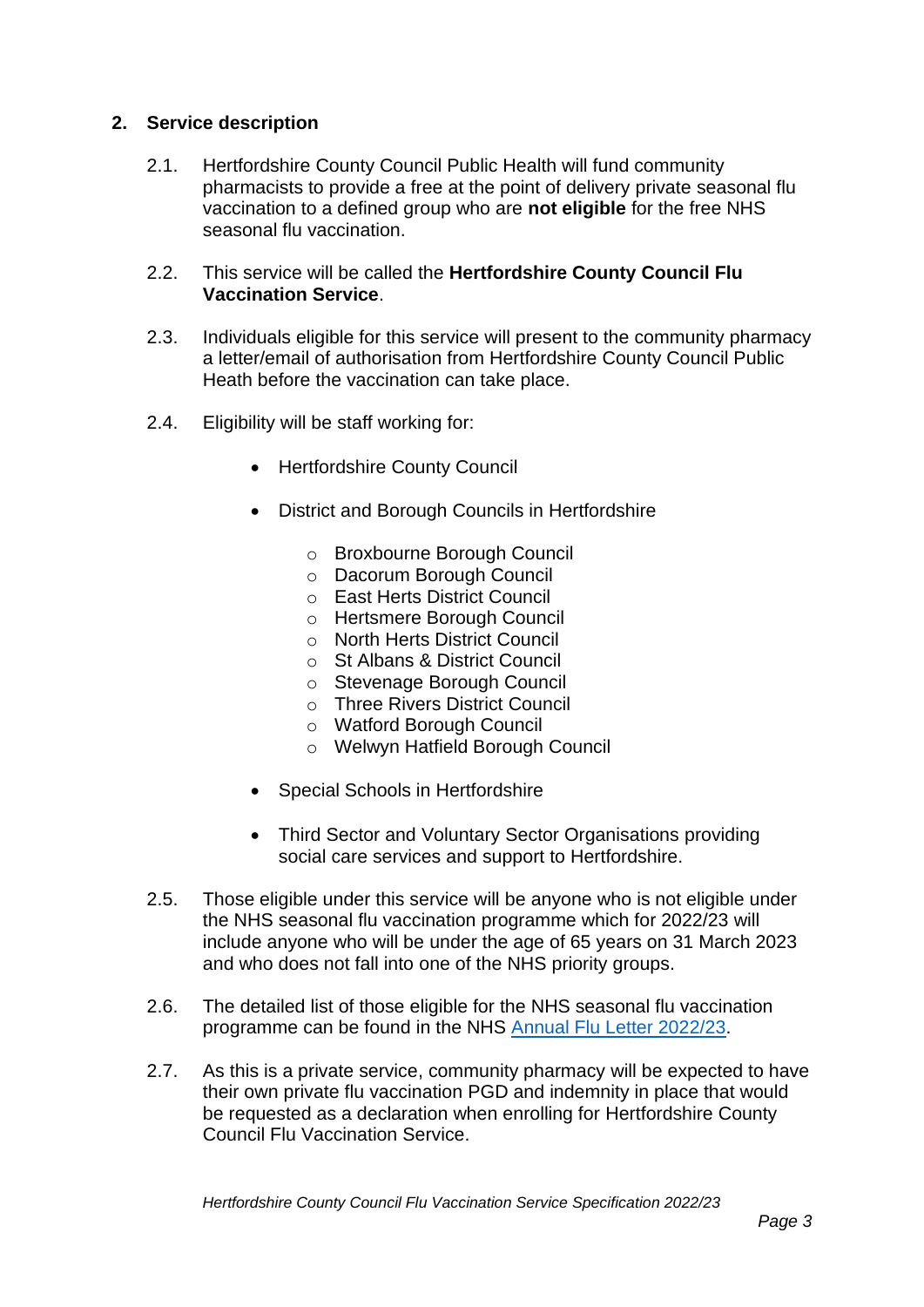## 2. Service description

2.1. Hertfordshire County Council Public Health will fund community pharmacists to provide a free at the point of delivery private seasonal flu vaccination to a defined group who are **not eligible** for the free NHS seasonal flu vaccination.

2.2. This service will be called the **Hertfordshire County Council Flu Vaccination Service**.

2.3. Individuals eligible for this service will present to the community pharmacy a letter/email of authorisation from Hertfordshire County Council Public Heath before the vaccination can take place.

2.4. Eligibility will be staff working for:

- Hertfordshire County Council
- District and Borough Councils in Hertfordshire
  - Broxbourne Borough Council
  - Dacorum Borough Council
  - East Herts District Council
  - Hertsmere Borough Council
  - North Herts District Council
  - St Albans & District Council
  - Stevenage Borough Council
  - Three Rivers District Council
  - Watford Borough Council
  - Welwyn Hatfield Borough Council
- Special Schools in Hertfordshire
- Third Sector and Voluntary Sector Organisations providing social care services and support to Hertfordshire.

2.5. Those eligible under this service will be anyone who is not eligible under the NHS seasonal flu vaccination programme which for 2022/23 will include anyone who will be under the age of 65 years on 31 March 2023 and who does not fall into one of the NHS priority groups.

2.6. The detailed list of those eligible for the NHS seasonal flu vaccination programme can be found in the NHS Annual Flu Letter 2022/23.

2.7. As this is a private service, community pharmacy will be expected to have their own private flu vaccination PGD and indemnity in place that would be requested as a declaration when enrolling for Hertfordshire County Council Flu Vaccination Service.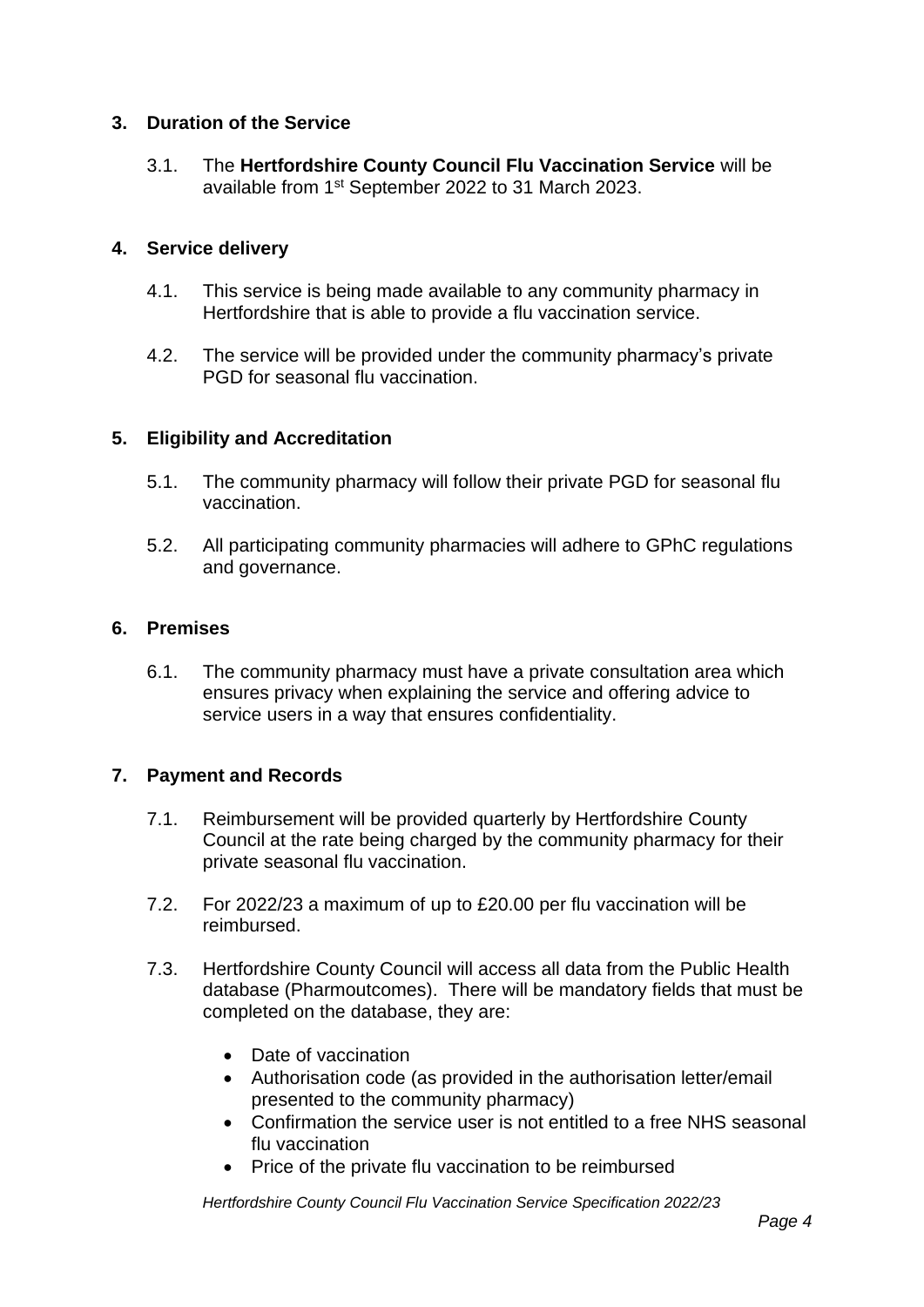## 3. Duration of the Service

3.1. The **Hertfordshire County Council Flu Vaccination Service** will be available from 1st September 2022 to 31 March 2023.

## 4. Service delivery

4.1. This service is being made available to any community pharmacy in Hertfordshire that is able to provide a flu vaccination service.

4.2. The service will be provided under the community pharmacy's private PGD for seasonal flu vaccination.

## 5. Eligibility and Accreditation

5.1. The community pharmacy will follow their private PGD for seasonal flu vaccination.

5.2. All participating community pharmacies will adhere to GPhC regulations and governance.

## 6. Premises

6.1. The community pharmacy must have a private consultation area which ensures privacy when explaining the service and offering advice to service users in a way that ensures confidentiality.

## 7. Payment and Records

7.1. Reimbursement will be provided quarterly by Hertfordshire County Council at the rate being charged by the community pharmacy for their private seasonal flu vaccination.

7.2. For 2022/23 a maximum of up to £20.00 per flu vaccination will be reimbursed.

7.3. Hertfordshire County Council will access all data from the Public Health database (Pharmoutcomes). There will be mandatory fields that must be completed on the database, they are:

- Date of vaccination
- Authorisation code (as provided in the authorisation letter/email presented to the community pharmacy)
- Confirmation the service user is not entitled to a free NHS seasonal flu vaccination
- Price of the private flu vaccination to be reimbursed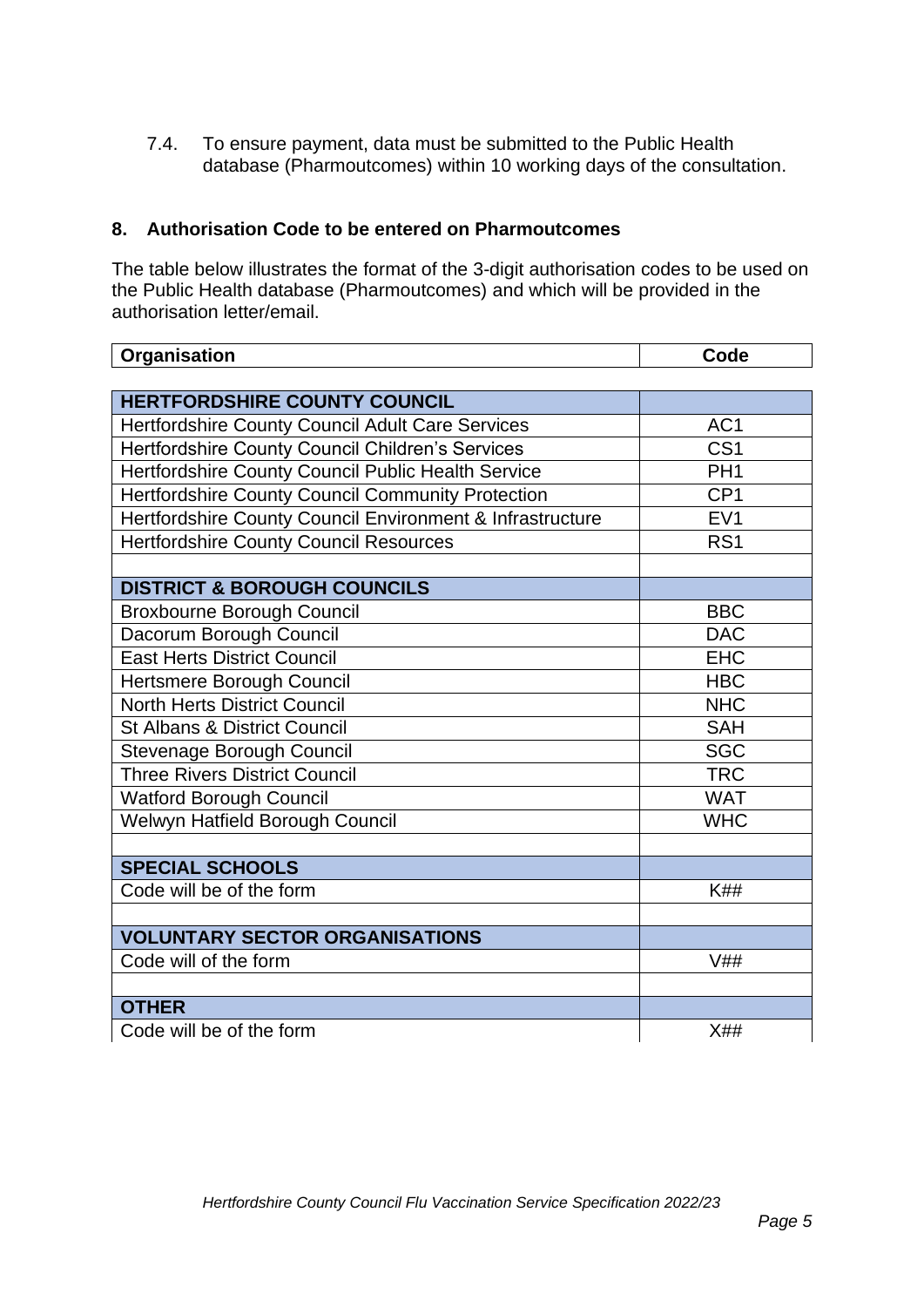7.4. To ensure payment, data must be submitted to the Public Health database (Pharmoutcomes) within 10 working days of the consultation.

## 8. Authorisation Code to be entered on Pharmoutcomes

The table below illustrates the format of the 3-digit authorisation codes to be used on the Public Health database (Pharmoutcomes) and which will be provided in the authorisation letter/email.

| Organisation | Code |
|---|---|
| **HERTFORDSHIRE COUNTY COUNCIL** | |
| Hertfordshire County Council Adult Care Services | AC1 |
| Hertfordshire County Council Children's Services | CS1 |
| Hertfordshire County Council Public Health Service | PH1 |
| Hertfordshire County Council Community Protection | CP1 |
| Hertfordshire County Council Environment & Infrastructure | EV1 |
| Hertfordshire County Council Resources | RS1 |
| | |
| **DISTRICT & BOROUGH COUNCILS** | |
| Broxbourne Borough Council | BBC |
| Dacorum Borough Council | DAC |
| East Herts District Council | EHC |
| Hertsmere Borough Council | HBC |
| North Herts District Council | NHC |
| St Albans & District Council | SAH |
| Stevenage Borough Council | SGC |
| Three Rivers District Council | TRC |
| Watford Borough Council | WAT |
| Welwyn Hatfield Borough Council | WHC |
| | |
| **SPECIAL SCHOOLS** | |
| Code will be of the form | K## |
| | |
| **VOLUNTARY SECTOR ORGANISATIONS** | |
| Code will of the form | V## |
| | |
| **OTHER** | |
| Code will be of the form | X## |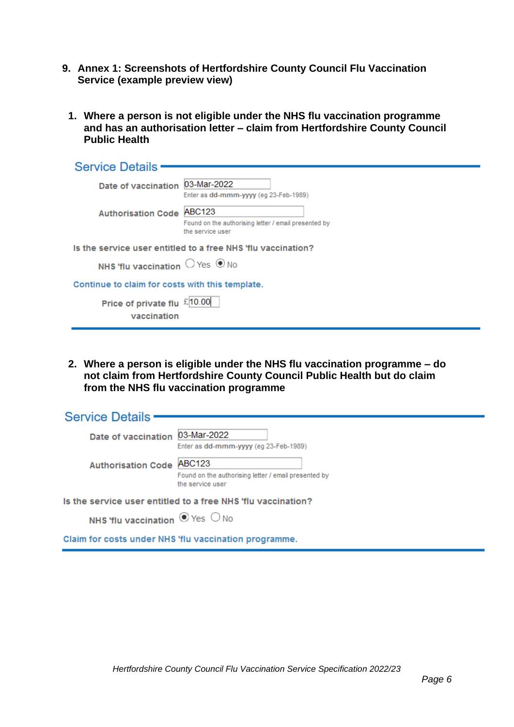## 9. Annex 1: Screenshots of Hertfordshire County Council Flu Vaccination Service (example preview view)

### 1. Where a person is not eligible under the NHS flu vaccination programme and has an authorisation letter – claim from Hertfordshire County Council Public Health

**Service Details**

Date of vaccination: 03-Mar-2022
Enter as dd-mmm-yyyy (eg 23-Feb-1989)

Authorisation Code: ABC123
Found on the authorising letter / email presented by the service user

Is the service user entitled to a free NHS 'flu vaccination?

NHS 'flu vaccination: ○ Yes ◉ No

Continue to claim for costs with this template.

Price of private flu vaccination: £10.00

### 2. Where a person is eligible under the NHS flu vaccination programme – do not claim from Hertfordshire County Council Public Health but do claim from the NHS flu vaccination programme

**Service Details**

Date of vaccination: 03-Mar-2022
Enter as dd-mmm-yyyy (eg 23-Feb-1989)

Authorisation Code: ABC123
Found on the authorising letter / email presented by the service user

Is the service user entitled to a free NHS 'flu vaccination?

NHS 'flu vaccination: ◉ Yes ○ No

Claim for costs under NHS 'flu vaccination programme.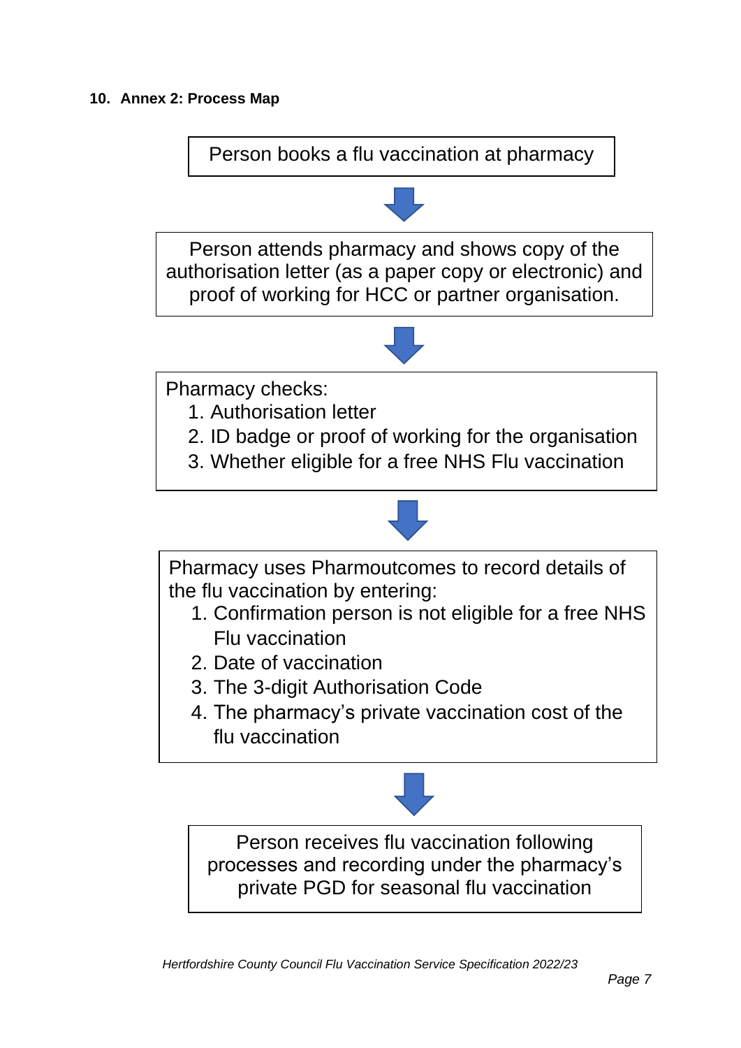## 10. Annex 2: Process Map

Person books a flu vaccination at pharmacy

↓

Person attends pharmacy and shows copy of the authorisation letter (as a paper copy or electronic) and proof of working for HCC or partner organisation.

↓

Pharmacy checks:

1. Authorisation letter
2. ID badge or proof of working for the organisation
3. Whether eligible for a free NHS Flu vaccination

↓

Pharmacy uses Pharmoutcomes to record details of the flu vaccination by entering:

1. Confirmation person is not eligible for a free NHS Flu vaccination
2. Date of vaccination
3. The 3-digit Authorisation Code
4. The pharmacy's private vaccination cost of the flu vaccination

↓

Person receives flu vaccination following processes and recording under the pharmacy's private PGD for seasonal flu vaccination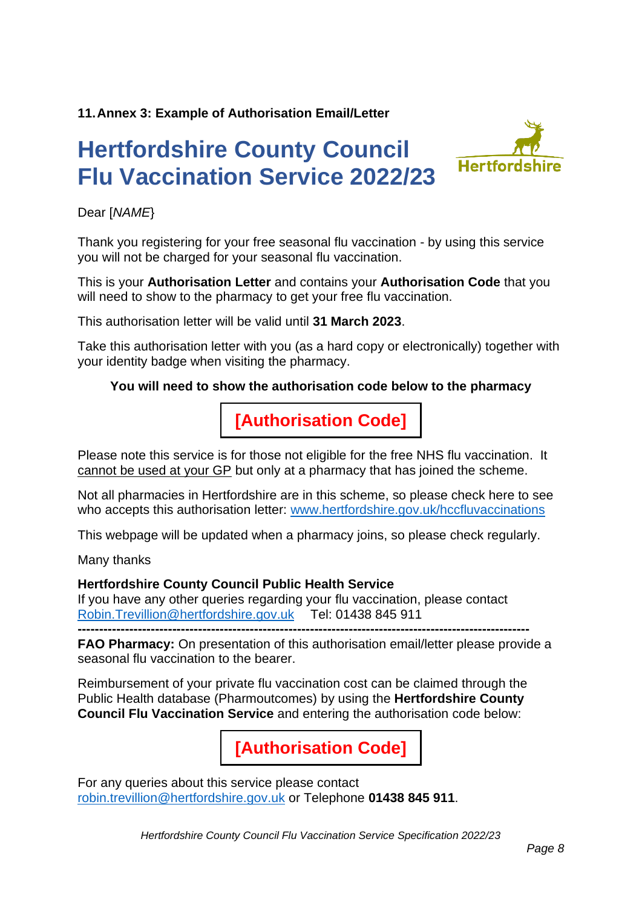## 11. Annex 3: Example of Authorisation Email/Letter

# Hertfordshire County Council Flu Vaccination Service 2022/23

Hertfordshire

Dear [*NAME*}

Thank you registering for your free seasonal flu vaccination - by using this service you will not be charged for your seasonal flu vaccination.

This is your **Authorisation Letter** and contains your **Authorisation Code** that you will need to show to the pharmacy to get your free flu vaccination.

This authorisation letter will be valid until **31 March 2023**.

Take this authorisation letter with you (as a hard copy or electronically) together with your identity badge when visiting the pharmacy.

**You will need to show the authorisation code below to the pharmacy**

**[Authorisation Code]**

Please note this service is for those not eligible for the free NHS flu vaccination. It cannot be used at your GP but only at a pharmacy that has joined the scheme.

Not all pharmacies in Hertfordshire are in this scheme, so please check here to see who accepts this authorisation letter: www.hertfordshire.gov.uk/hccfluvaccinations

This webpage will be updated when a pharmacy joins, so please check regularly.

Many thanks

**Hertfordshire County Council Public Health Service**
If you have any other queries regarding your flu vaccination, please contact Robin.Trevillion@hertfordshire.gov.uk Tel: 01438 845 911

---

**FAO Pharmacy:** On presentation of this authorisation email/letter please provide a seasonal flu vaccination to the bearer.

Reimbursement of your private flu vaccination cost can be claimed through the Public Health database (Pharmoutcomes) by using the **Hertfordshire County Council Flu Vaccination Service** and entering the authorisation code below:

**[Authorisation Code]**

For any queries about this service please contact robin.trevillion@hertfordshire.gov.uk or Telephone **01438 845 911**.